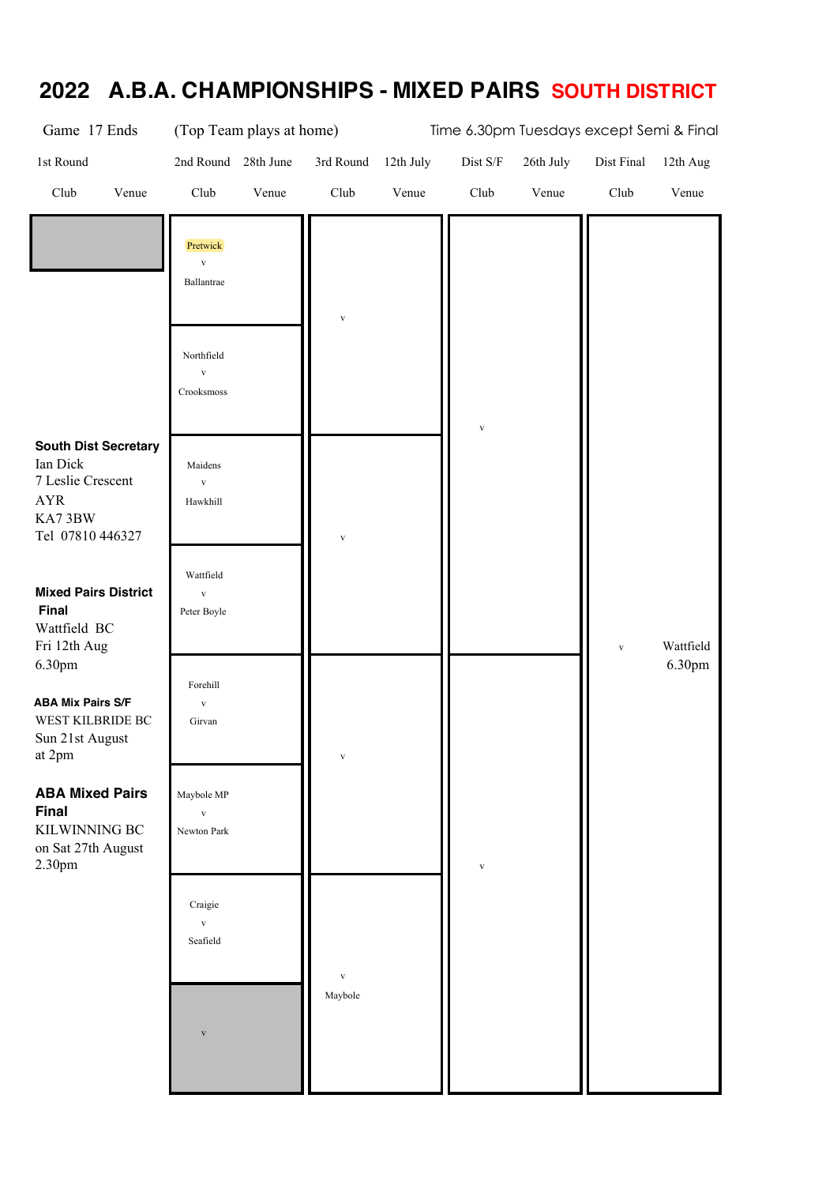# 2022 A.B.A. CHAMPIONSHIPS - MIXED PAIRS SOUTH DISTRICT

Game 17 Ends (Top Team plays at home) Time 6.30pm Tuesdays except Semi & Final

| 1st Round | | 2nd Round 28th June | | 3rd Round 12th July | | Dist S/F 26th July | | Dist Final 12th Aug | |
|---|---|---|---|---|---|---|---|---|---|
| Club | Venue | Club | Venue | Club | Venue | Club | Venue | Club | Venue |
| | | Pretwick v Ballantrae | | v | | v | | v | Wattfield 6.30pm |
| | | Northfield v Crooksmoss | | | | | | | |
| | | Maidens v Hawkhill | | v | | | | | |
| | | Wattfield v Peter Boyle | | | | | | | |
| | | Forehill v Girvan | | v | | v | | | |
| | | Maybole MP v Newton Park | | | | | | | |
| | | Craigie v Seafield | | v Maybole | | | | | |
| | | v | | | | | | | |

**South Dist Secretary**
Ian Dick
7 Leslie Crescent
AYR
KA7 3BW
Tel 07810 446327

**Mixed Pairs District Final**
Wattfield BC
Fri 12th Aug
6.30pm

**ABA Mix Pairs S/F**
WEST KILBRIDE BC
Sun 21st August
at 2pm

**ABA Mixed Pairs Final**
KILWINNING BC
on Sat 27th August
2.30pm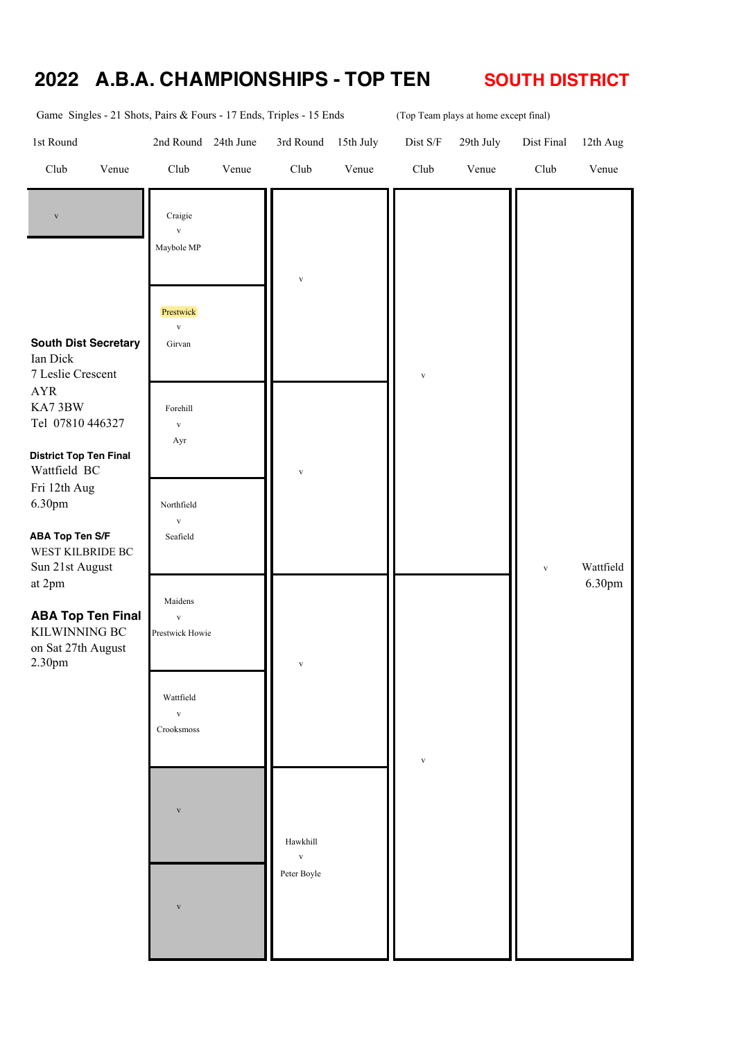## 2022 A.B.A. CHAMPIONSHIPS - TOP TEN

## SOUTH DISTRICT

Game Singles - 21 Shots, Pairs & Fours - 17 Ends, Triples - 15 Ends

(Top Team plays at home except final)

| 1st Round | | 2nd Round | 24th June | 3rd Round | 15th July | Dist S/F | 29th July | Dist Final | 12th Aug |
|---|---|---|---|---|---|---|---|---|---|
| Club | Venue | Club | Venue | Club | Venue | Club | Venue | Club | Venue |
| v | | Craigie v Maybole MP | | v | | v | | v | Wattfield 6.30pm |
| | | Prestwick v Girvan | | | | | | | |
| | | Forehill v Ayr | | v | | | | | |
| | | Northfield v Seafield | | | | | | | |
| | | Maidens v Prestwick Howie | | v | | v | | | |
| | | Wattfield v Crooksmoss | | | | | | | |
| | | v | | Hawkhill v Peter Boyle | | | | | |
| | | v | | | | | | | |

**South Dist Secretary**
Ian Dick
7 Leslie Crescent
AYR
KA7 3BW
Tel 07810 446327

**District Top Ten Final**
Wattfield BC
Fri 12th Aug
6.30pm

**ABA Top Ten S/F**
WEST KILBRIDE BC
Sun 21st August
at 2pm

**ABA Top Ten Final**
KILWINNING BC
on Sat 27th August
2.30pm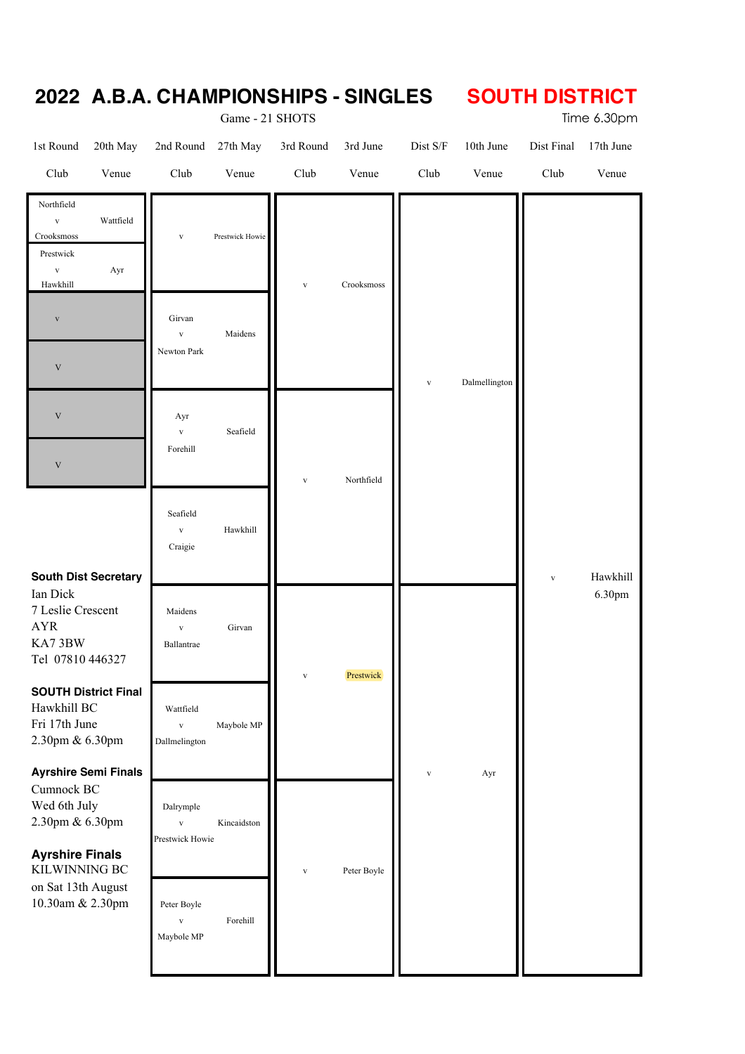# 2022 A.B.A. CHAMPIONSHIPS - SINGLES — SOUTH DISTRICT

Game - 21 SHOTS

Time 6.30pm

| 1st Round Club | 20th May Venue | 2nd Round Club | 27th May Venue | 3rd Round Club | 3rd June Venue | Dist S/F Club | 10th June Venue | Dist Final Club | 17th June Venue |
|---|---|---|---|---|---|---|---|---|---|
| Northfield v Crooksmoss | Wattfield | v | Prestwick Howie | v | Crooksmoss | v | Dalmellington | v | Hawkhill 6.30pm |
| Prestwick v Hawkhill | Ayr | | | | | | | | |
| v | | Girvan v Newton Park | Maidens | | | | | | |
| v | | | | | | | | | |
| v | | Ayr v Forehill | Seafield | v | Northfield | | | | |
| v | | | | | | | | | |
| | | Seafield v Craigie | Hawkhill | | | | | | |
| | | Maidens v Ballantrae | Girvan | v | Prestwick | v | Ayr | | |
| | | Wattfield v Dallmelington | Maybole MP | | | | | | |
| | | Dalrymple v Prestwick Howie | Kincaidston | v | Peter Boyle | | | | |
| | | Peter Boyle v Maybole MP | Forehill | | | | | | |

**South Dist Secretary**
Ian Dick
7 Leslie Crescent
AYR
KA7 3BW
Tel 07810 446327

**SOUTH District Final**
Hawkhill BC
Fri 17th June
2.30pm & 6.30pm

**Ayrshire Semi Finals**
Cumnock BC
Wed 6th July
2.30pm & 6.30pm

**Ayrshire Finals**
KILWINNING BC
on Sat 13th August
10.30am & 2.30pm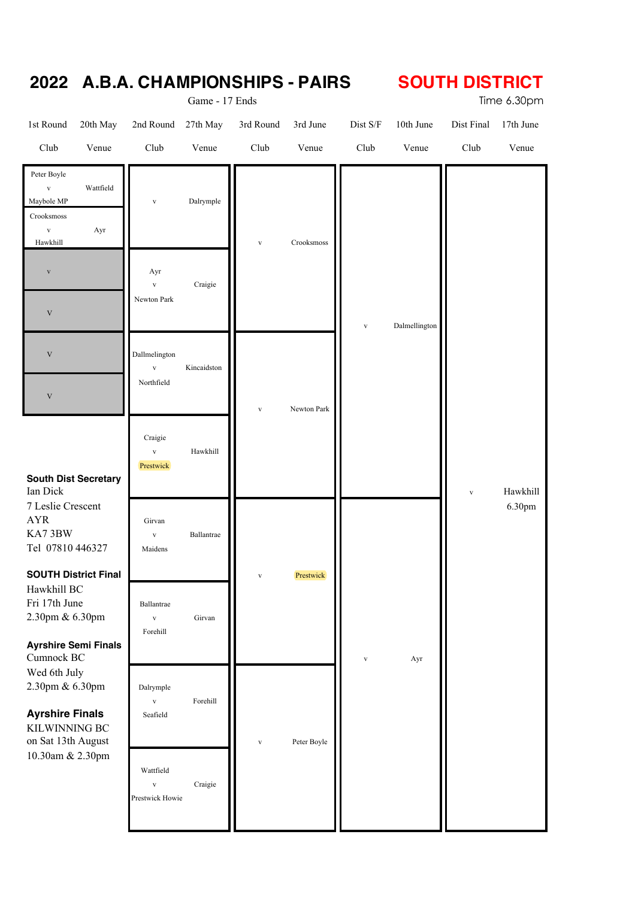# 2022 A.B.A. CHAMPIONSHIPS - PAIRS

## SOUTH DISTRICT

Game - 17 Ends

Time 6.30pm

| 1st Round Club | 20th May Venue | 2nd Round Club | 27th May Venue | 3rd Round Club | 3rd June Venue | Dist S/F Club | 10th June Venue | Dist Final Club | 17th June Venue |
|---|---|---|---|---|---|---|---|---|---|
| Peter Boyle v Maybole MP | Wattfield | v | Dalrymple | v | Crooksmoss | v | Dalmellington | v | Hawkhill 6.30pm |
| Crooksmoss v Hawkhill | Ayr | | | | | | | | |
| v | | Ayr v Newton Park | Craigie | | | | | | |
| v | | | | | | | | | |
| v | | Dallmelington v Northfield | Kincaidston | v | Newton Park | | | | |
| v | | | | | | | | | |
| | | Craigie v Prestwick | Hawkhill | | | | | | |
| | | Girvan v Maidens | Ballantrae | v | Prestwick | v | Ayr | | |
| | | Ballantrae v Forehill | Girvan | | | | | | |
| | | Dalrymple v Seafield | Forehill | v | Peter Boyle | | | | |
| | | Wattfield v Prestwick Howie | Craigie | | | | | | |

**South Dist Secretary**
Ian Dick
7 Leslie Crescent
AYR
KA7 3BW
Tel 07810 446327

**SOUTH District Final**
Hawkhill BC
Fri 17th June
2.30pm & 6.30pm

**Ayrshire Semi Finals**
Cumnock BC
Wed 6th July
2.30pm & 6.30pm

**Ayrshire Finals**
KILWINNING BC
on Sat 13th August
10.30am & 2.30pm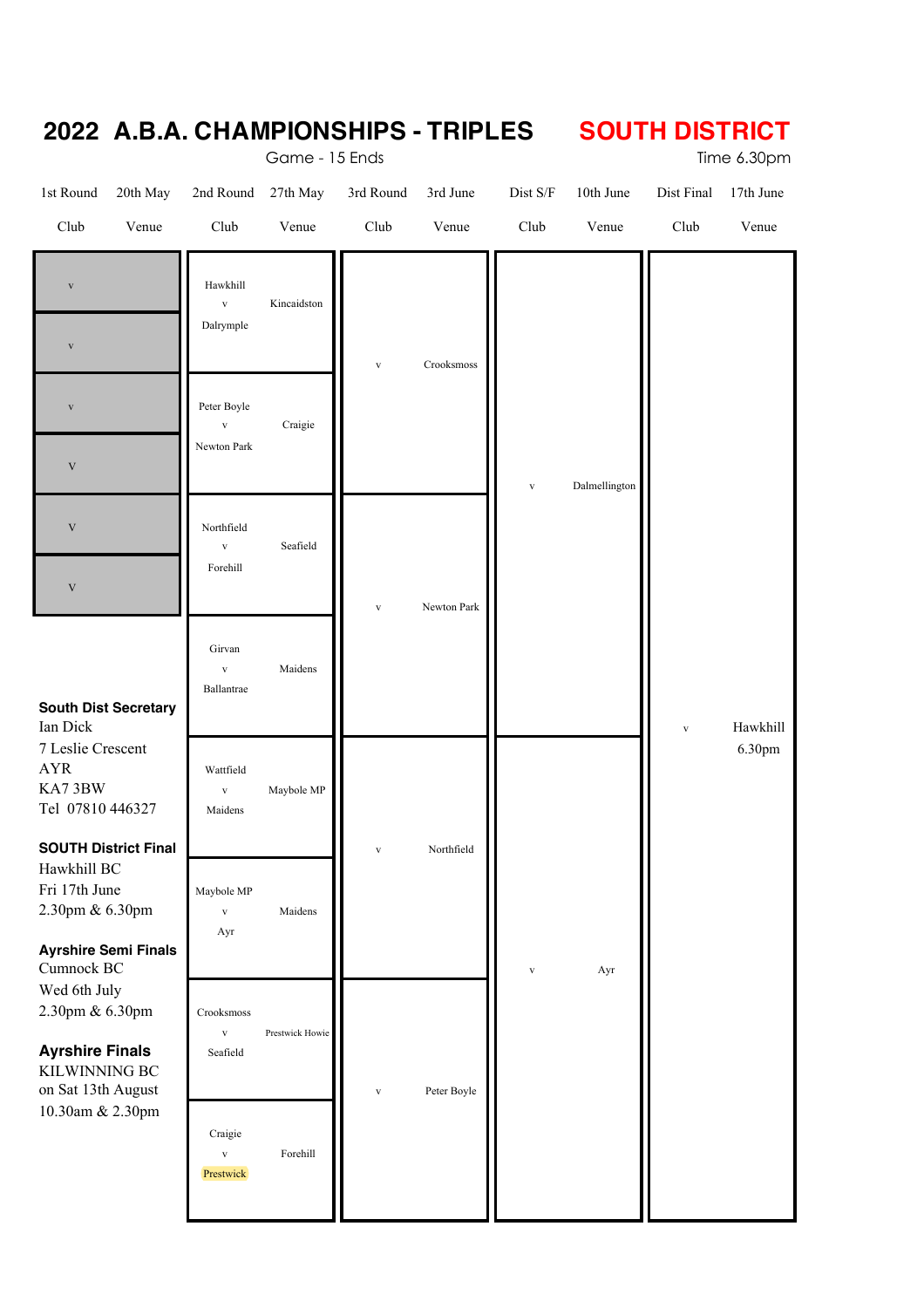# 2022 A.B.A. CHAMPIONSHIPS - TRIPLES

## SOUTH DISTRICT

Game - 15 Ends

Time 6.30pm

| 1st Round Club | 20th May Venue | 2nd Round Club | 27th May Venue | 3rd Round Club | 3rd June Venue | Dist S/F Club | 10th June Venue | Dist Final Club | 17th June Venue |
|---|---|---|---|---|---|---|---|---|---|
| v | | Hawkhill v Dalrymple | Kincaidston | v | Crooksmoss | v | Dalmellington | v | Hawkhill 6.30pm |
| v | | | | | | | | | |
| v | | Peter Boyle v Newton Park | Craigie | | | | | | |
| V | | | | | | | | | |
| V | | Northfield v Forehill | Seafield | v | Newton Park | | | | |
| V | | | | | | | | | |
| | | Girvan v Ballantrae | Maidens | | | | | | |
| | | Wattfield v Maidens | Maybole MP | v | Northfield | v | Ayr | | |
| | | Maybole MP v Ayr | Maidens | | | | | | |
| | | Crooksmoss v Seafield | Prestwick Howie | v | Peter Boyle | | | | |
| | | Craigie v Prestwick | Forehill | | | | | | |

**South Dist Secretary**
Ian Dick
7 Leslie Crescent
AYR
KA7 3BW
Tel 07810 446327

**SOUTH District Final**
Hawkhill BC
Fri 17th June
2.30pm & 6.30pm

**Ayrshire Semi Finals**
Cumnock BC
Wed 6th July
2.30pm & 6.30pm

**Ayrshire Finals**
KILWINNING BC
on Sat 13th August
10.30am & 2.30pm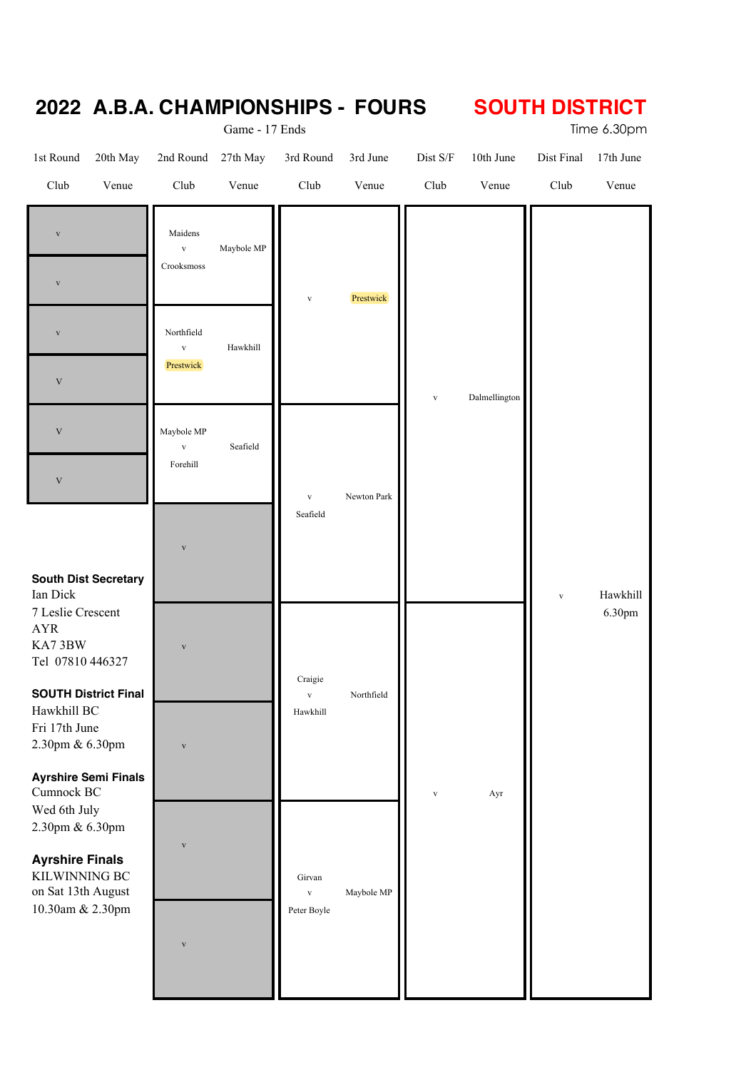# 2022 A.B.A. CHAMPIONSHIPS - FOURS

## SOUTH DISTRICT

Game - 17 Ends

Time 6.30pm

| 1st Round Club | 20th May Venue | 2nd Round Club | 27th May Venue | 3rd Round Club | 3rd June Venue | Dist S/F Club | 10th June Venue | Dist Final Club | 17th June Venue |
|---|---|---|---|---|---|---|---|---|---|
| v | | Maidens v Crooksmoss | Maybole MP | v | Prestwick | v | Dalmellington | v | Hawkhill 6.30pm |
| v | | | | | | | | | |
| v | | Northfield v Prestwick | Hawkhill | | | | | | |
| V | | | | | | | | | |
| V | | Maybole MP v Forehill | Seafield | v Seafield | Newton Park | | | | |
| V | | | | | | | | | |
| | | v | | | | | | | |
| | | v | | Craigie v Hawkhill | Northfield | v | Ayr | | |
| | | v | | | | | | | |
| | | v | | Girvan v Peter Boyle | Maybole MP | | | | |
| | | v | | | | | | | |

**South Dist Secretary**
Ian Dick
7 Leslie Crescent
AYR
KA7 3BW
Tel 07810 446327

**SOUTH District Final**
Hawkhill BC
Fri 17th June
2.30pm & 6.30pm

**Ayrshire Semi Finals**
Cumnock BC
Wed 6th July
2.30pm & 6.30pm

**Ayrshire Finals**
KILWINNING BC
on Sat 13th August
10.30am & 2.30pm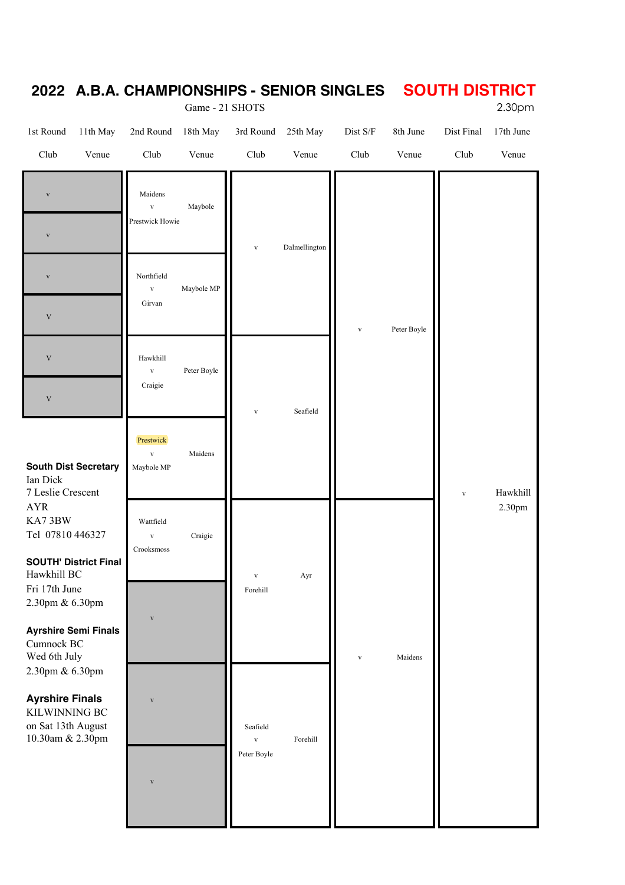# 2022 A.B.A. CHAMPIONSHIPS - SENIOR SINGLES — SOUTH DISTRICT

Game - 21 SHOTS

2.30pm

| 1st Round Club | 11th May Venue | 2nd Round Club | 18th May Venue | 3rd Round Club | 25th May Venue | Dist S/F Club | 8th June Venue | Dist Final Club | 17th June Venue |
|---|---|---|---|---|---|---|---|---|---|
| v | | Maidens v Prestwick Howie | Maybole | v | Dalmellington | v | Peter Boyle | v | Hawkhill 2.30pm |
| v | | | | | | | | | |
| v | | Northfield v Girvan | Maybole MP | | | | | | |
| V | | | | | | | | | |
| V | | Hawkhill v Craigie | Peter Boyle | v | Seafield | | | | |
| V | | | | | | | | | |
| | | Prestwick v Maybole MP | Maidens | | | | | | |
| | | Wattfield v Crooksmoss | Craigie | v Forehill | Ayr | v | Maidens | | |
| | | v | | | | | | | |
| | | v | | Seafield v Peter Boyle | Forehill | | | | |
| | | v | | | | | | | |

**South Dist Secretary**
Ian Dick
7 Leslie Crescent
AYR
KA7 3BW
Tel 07810 446327

**SOUTH' District Final**
Hawkhill BC
Fri 17th June
2.30pm & 6.30pm

**Ayrshire Semi Finals**
Cumnock BC
Wed 6th July
2.30pm & 6.30pm

**Ayrshire Finals**
KILWINNING BC
on Sat 13th August
10.30am & 2.30pm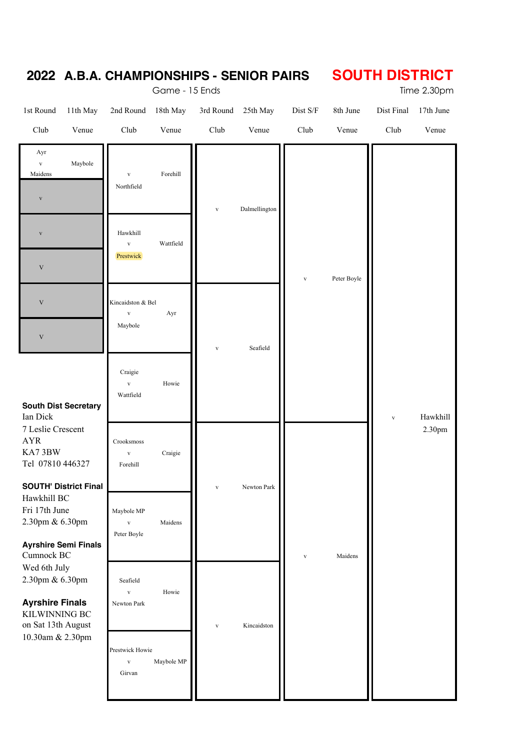# 2022 A.B.A. CHAMPIONSHIPS - SENIOR PAIRS

## SOUTH DISTRICT

Game - 15 Ends

Time 2.30pm

| 1st Round 11th May | | 2nd Round 18th May | | 3rd Round 25th May | | Dist S/F 8th June | | Dist Final 17th June | |
|---|---|---|---|---|---|---|---|---|---|
| Club | Venue | Club | Venue | Club | Venue | Club | Venue | Club | Venue |
| Ayr v Maidens | Maybole | v Northfield | Forehill | v | Dalmellington | v | Peter Boyle | v | Hawkhill 2.30pm |
| v | | Hawkhill v Prestwick | Wattfield | | | | | | |
| v | | | | | | | | | |
| V | | | | | | | | | |
| V | | Kincaidston & Bel v Maybole | Ayr | v | Seafield | | | | |
| V | | Craigie v Wattfield | Howie | | | | | | |
| | | Crooksmoss v Forehill | Craigie | v | Newton Park | v | Maidens | | |
| | | Maybole MP v Peter Boyle | Maidens | | | | | | |
| | | Seafield v Newton Park | Howie | v | Kincaidston | | | | |
| | | Prestwick Howie v Girvan | Maybole MP | | | | | | |

**South Dist Secretary**
Ian Dick
7 Leslie Crescent
AYR
KA7 3BW
Tel 07810 446327

**SOUTH' District Final**
Hawkhill BC
Fri 17th June
2.30pm & 6.30pm

**Ayrshire Semi Finals**
Cumnock BC
Wed 6th July
2.30pm & 6.30pm

**Ayrshire Finals**
KILWINNING BC
on Sat 13th August
10.30am & 2.30pm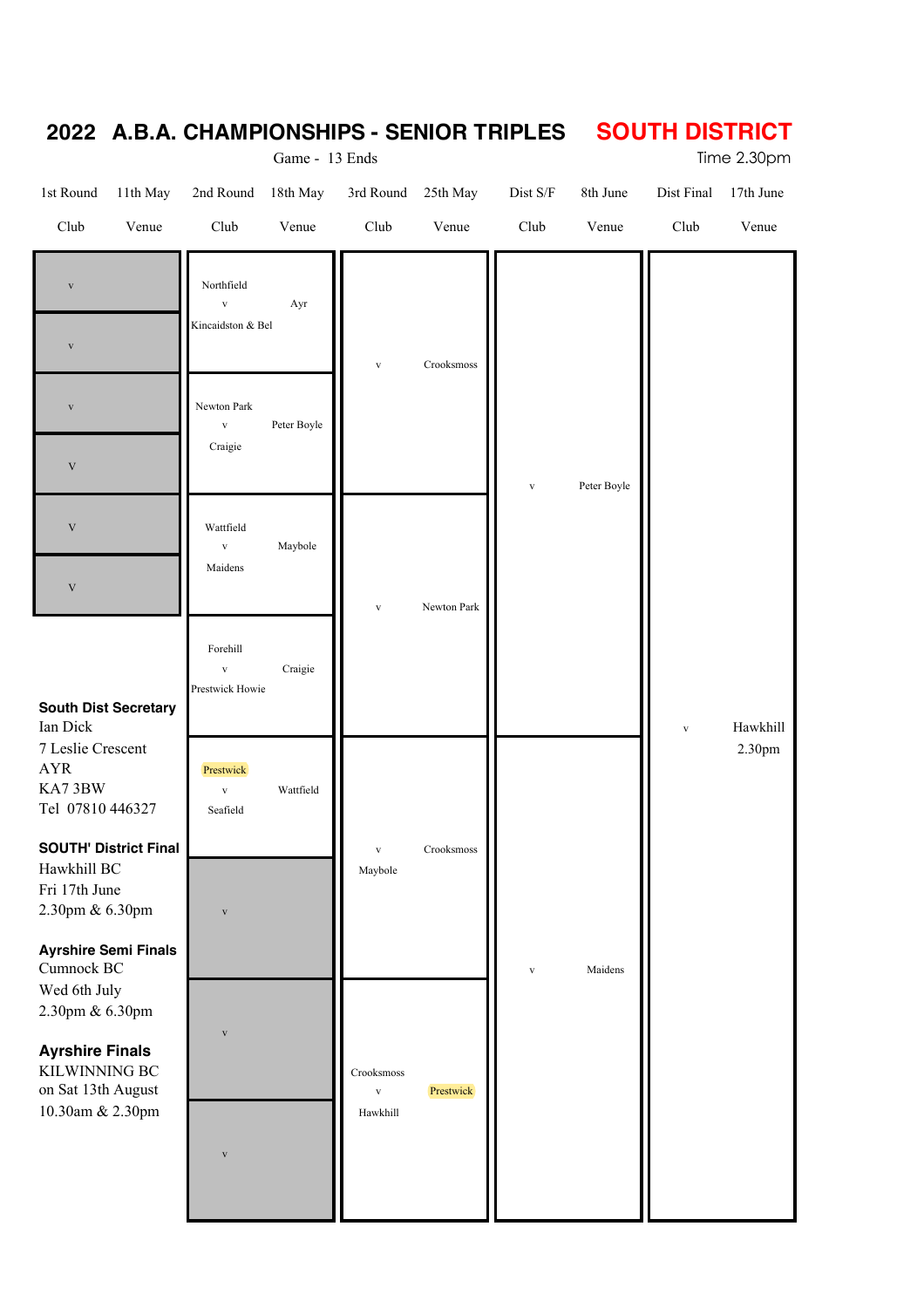# 2022 A.B.A. CHAMPIONSHIPS - SENIOR TRIPLES **SOUTH DISTRICT**

Game - 13 Ends

Time 2.30pm

| 1st Round Club | 11th May Venue | 2nd Round Club | 18th May Venue | 3rd Round Club | 25th May Venue | Dist S/F Club | 8th June Venue | Dist Final Club | 17th June Venue |
|---|---|---|---|---|---|---|---|---|---|
| v | | Northfield v Kincaidston & Bel | Ayr | v | Crooksmoss | v | Peter Boyle | v | Hawkhill 2.30pm |
| v | | | | | | | | | |
| v | | Newton Park v Craigie | Peter Boyle | | | | | | |
| V | | | | | | | | | |
| V | | Wattfield v Maidens | Maybole | v | Newton Park | | | | |
| V | | | | | | | | | |
| | | Forehill v Prestwick Howie | Craigie | | | | | | |
| | | Prestwick v Seafield | Wattfield | v Maybole | Crooksmoss | v | Maidens | | |
| | | v | | | | | | | |
| | | v | | Crooksmoss v Hawkhill | Prestwick | | | | |
| | | v | | | | | | | |

**South Dist Secretary**
Ian Dick
7 Leslie Crescent
AYR
KA7 3BW
Tel 07810 446327

**SOUTH' District Final**
Hawkhill BC
Fri 17th June
2.30pm & 6.30pm

**Ayrshire Semi Finals**
Cumnock BC
Wed 6th July
2.30pm & 6.30pm

**Ayrshire Finals**
KILWINNING BC
on Sat 13th August
10.30am & 2.30pm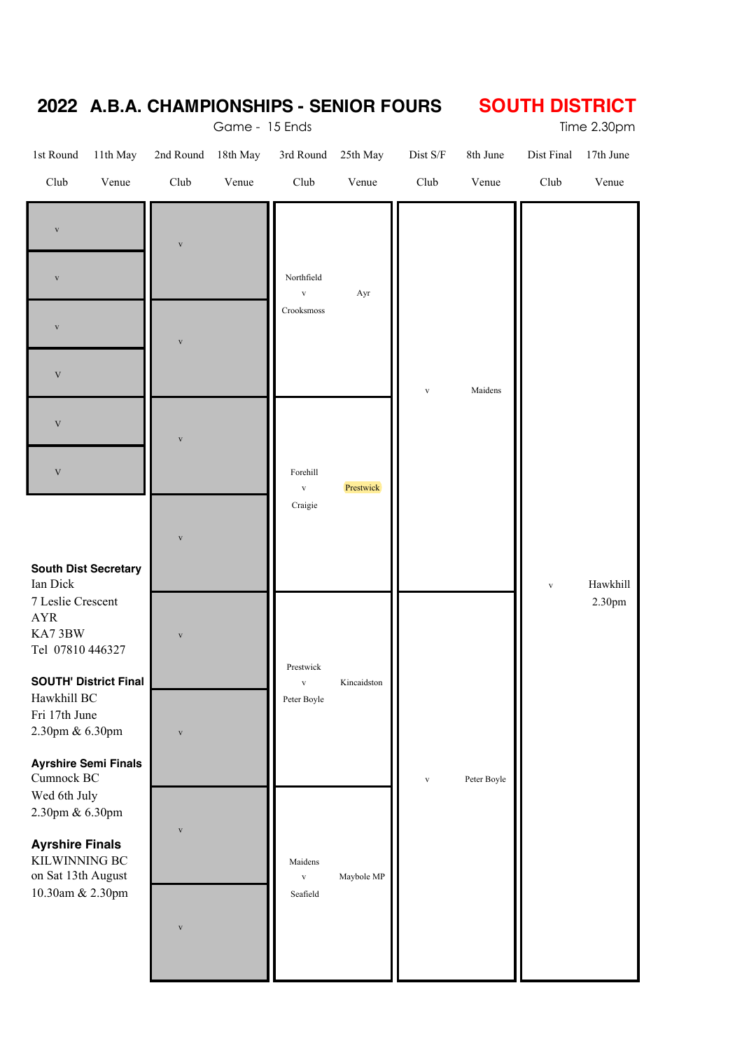# 2022 A.B.A. CHAMPIONSHIPS - SENIOR FOURS

## SOUTH DISTRICT

Game - 15 Ends

Time 2.30pm

| 1st Round 11th May Club | Venue | 2nd Round 18th May Club | Venue | 3rd Round 25th May Club | Venue | Dist S/F 8th June Club | Venue | Dist Final 17th June Club | Venue |
|---|---|---|---|---|---|---|---|---|---|
| v | | v | | Northfield v Crooksmoss | Ayr | v | Maidens | v | Hawkhill 2.30pm |
| v | | | | | | | | | |
| v | | v | | | | | | | |
| V | | | | | | | | | |
| V | | v | | Forehill v Craigie | Prestwick | | | | |
| V | | | | | | | | | |
| | | v | | | | | | | |
| | | v | | Prestwick v Peter Boyle | Kincaidston | v | Peter Boyle | | |
| | | v | | | | | | | |
| | | v | | Maidens v Seafield | Maybole MP | | | | |
| | | v | | | | | | | |

**South Dist Secretary**
Ian Dick
7 Leslie Crescent
AYR
KA7 3BW
Tel 07810 446327

**SOUTH' District Final**
Hawkhill BC
Fri 17th June
2.30pm & 6.30pm

**Ayrshire Semi Finals**
Cumnock BC
Wed 6th July
2.30pm & 6.30pm

**Ayrshire Finals**
KILWINNING BC
on Sat 13th August
10.30am & 2.30pm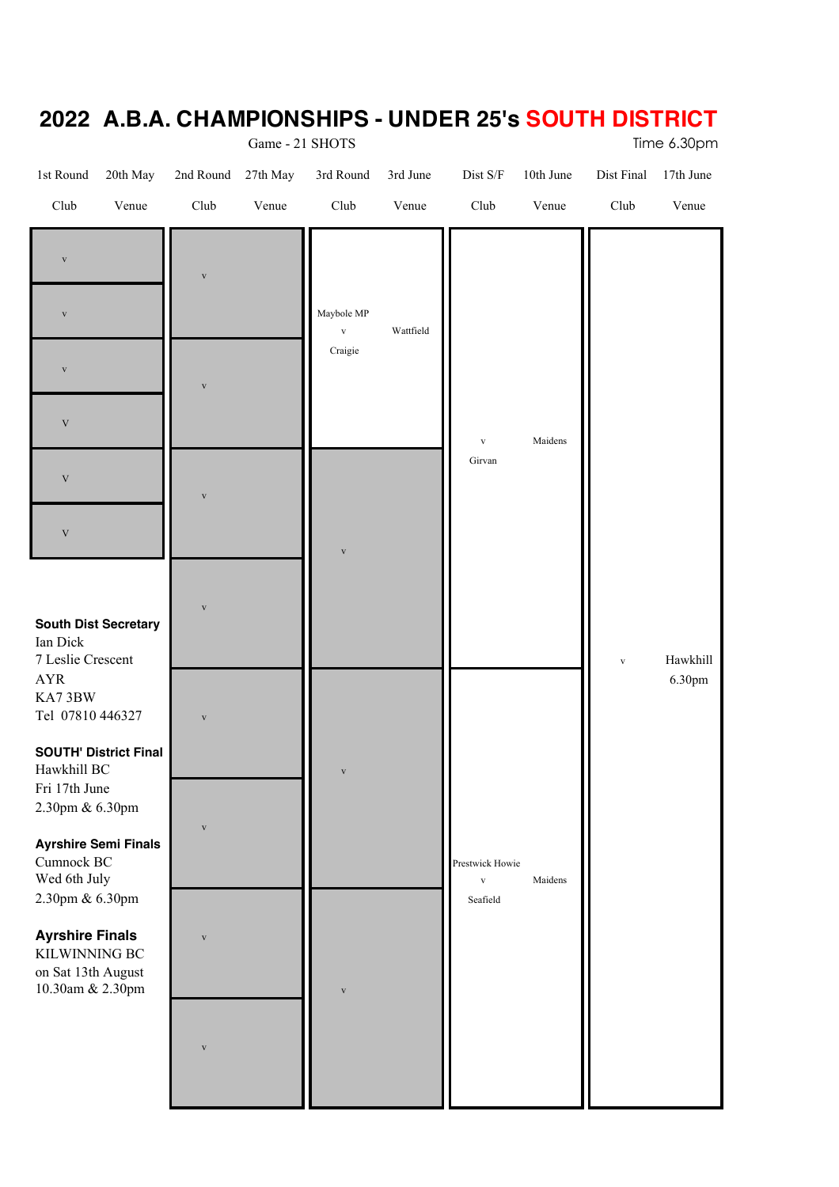# 2022 A.B.A. CHAMPIONSHIPS - UNDER 25's SOUTH DISTRICT

Game - 21 SHOTS

Time 6.30pm

| 1st Round | 20th May | 2nd Round | 27th May | 3rd Round | 3rd June | Dist S/F | 10th June | Dist Final | 17th June |
|---|---|---|---|---|---|---|---|---|---|
| Club | Venue | Club | Venue | Club | Venue | Club | Venue | Club | Venue |
| v | | v | | Maybole MP v Craigie | Wattfield | v Girvan | Maidens | v | Hawkhill 6.30pm |
| v | | v | | v | | Prestwick Howie v Seafield | Maidens | | |
| v | | v | | v | | | | | |
| V | | v | | v | | | | | |
| V | | v | | | | | | | |
| V | | v | | | | | | | |
| | | v | | | | | | | |
| | | v | | | | | | | |

**South Dist Secretary**
Ian Dick
7 Leslie Crescent
AYR
KA7 3BW
Tel 07810 446327

**SOUTH' District Final**
Hawkhill BC
Fri 17th June
2.30pm & 6.30pm

**Ayrshire Semi Finals**
Cumnock BC
Wed 6th July
2.30pm & 6.30pm

**Ayrshire Finals**
KILWINNING BC
on Sat 13th August
10.30am & 2.30pm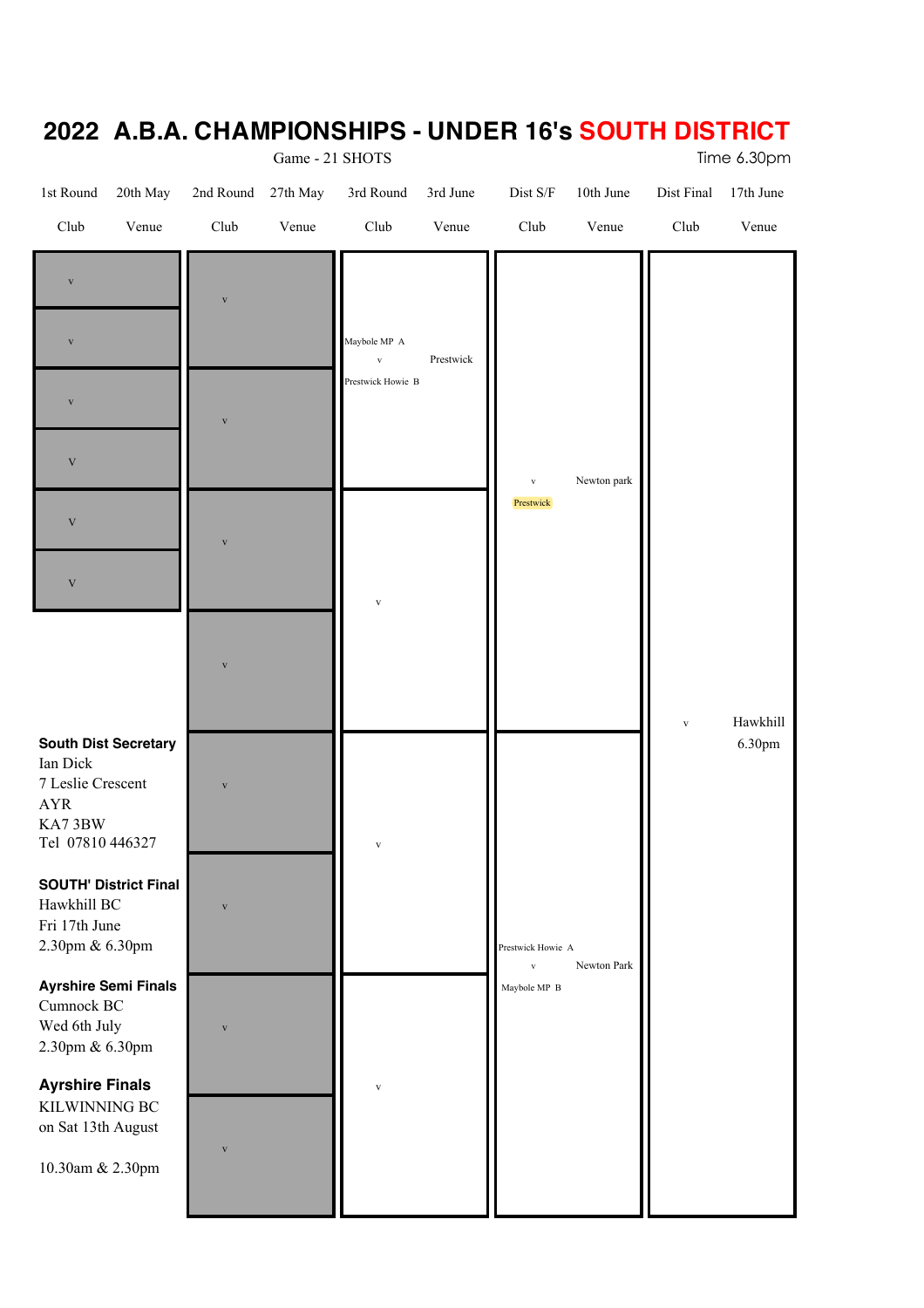# 2022 A.B.A. CHAMPIONSHIPS - UNDER 16's SOUTH DISTRICT

Game - 21 SHOTS

Time 6.30pm

| 1st Round | 20th May | 2nd Round | 27th May | 3rd Round | 3rd June | Dist S/F | 10th June | Dist Final | 17th June |
|---|---|---|---|---|---|---|---|---|---|
| Club | Venue | Club | Venue | Club | Venue | Club | Venue | Club | Venue |
| v | | v | | Maybole MP A v Prestwick Howie B | Prestwick | v Prestwick | Newton park | v | Hawkhill 6.30pm |
| v | | v | | v | | Prestwick Howie A v Maybole MP B | Newton Park | | |
| v | | v | | v | | | | | |
| V | | v | | v | | | | | |
| V | | v | | | | | | | |
| V | | v | | | | | | | |
| | | v | | | | | | | |
| | | v | | | | | | | |

**South Dist Secretary**
Ian Dick
7 Leslie Crescent
AYR
KA7 3BW
Tel 07810 446327

**SOUTH' District Final**
Hawkhill BC
Fri 17th June
2.30pm & 6.30pm

**Ayrshire Semi Finals**
Cumnock BC
Wed 6th July
2.30pm & 6.30pm

**Ayrshire Finals**
KILWINNING BC
on Sat 13th August

10.30am & 2.30pm